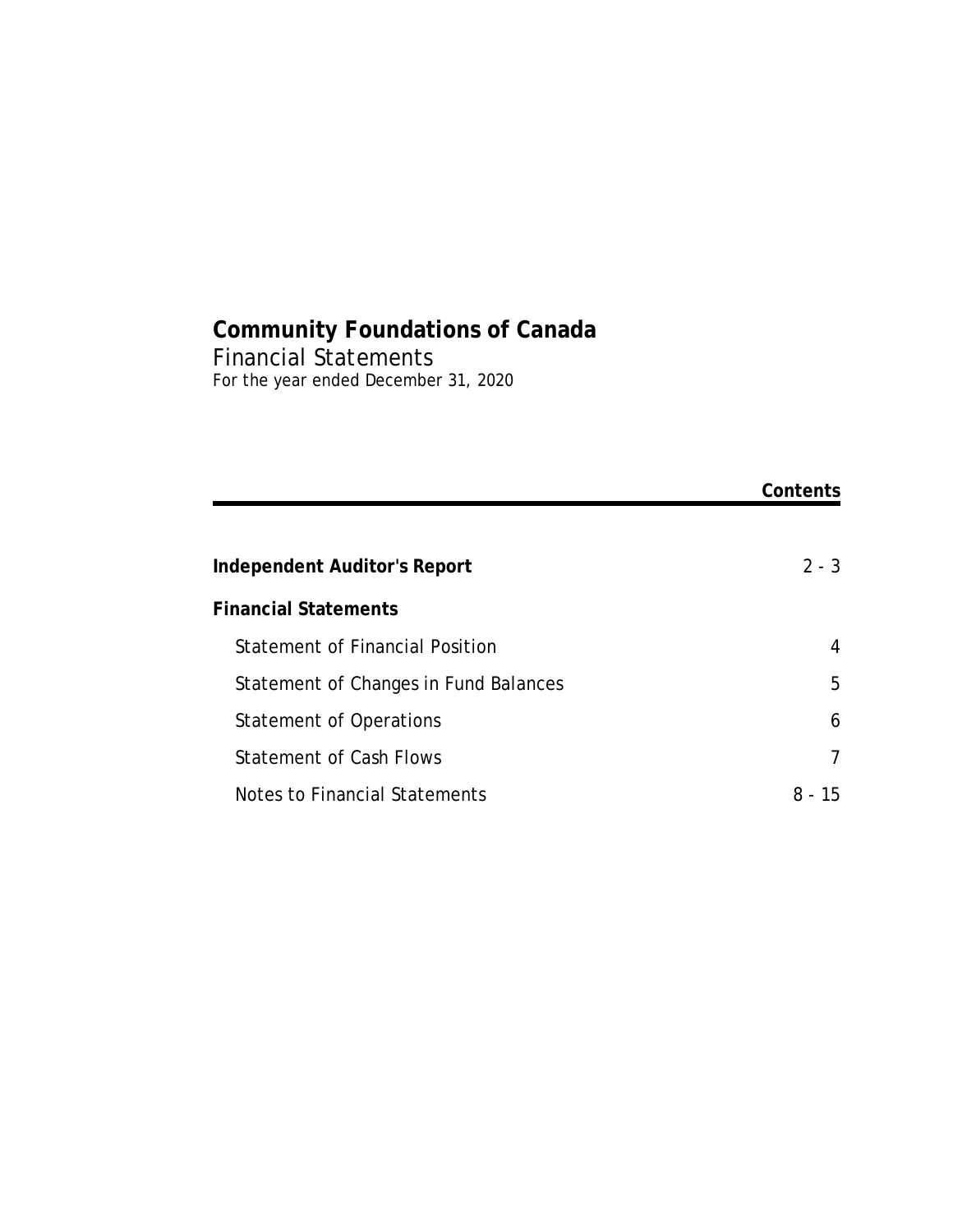# Community Foundations of Canada

Financial Statements

For the year ended December 31, 2020

| | Contents |
|---|---|
| **Independent Auditor's Report** | 2 - 3 |
| **Financial Statements** | |
| Statement of Financial Position | 4 |
| Statement of Changes in Fund Balances | 5 |
| Statement of Operations | 6 |
| Statement of Cash Flows | 7 |
| Notes to Financial Statements | 8 - 15 |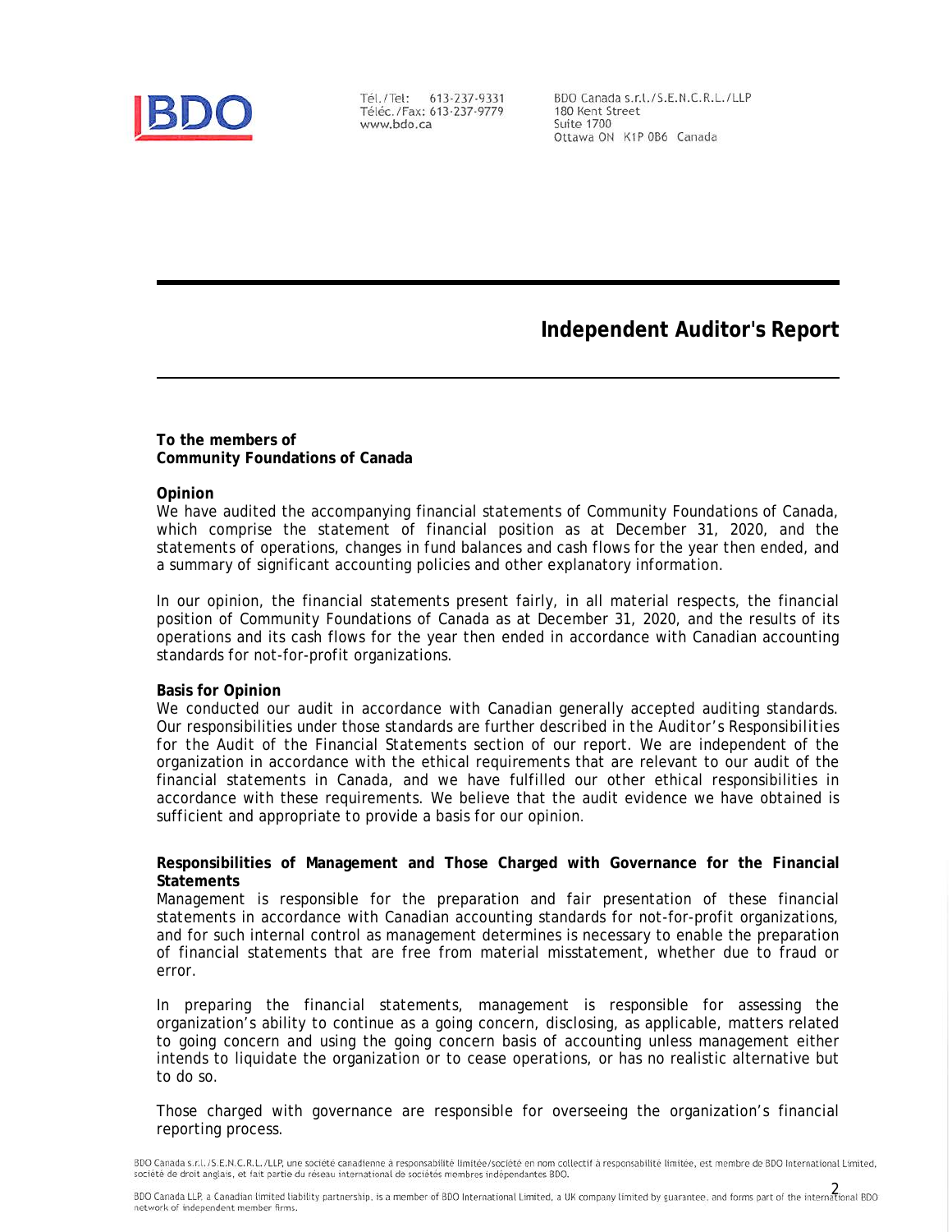Tél./Tel: 613-237-9331
Téléc./Fax: 613-237-9779
www.bdo.ca

BDO Canada s.r.l./S.E.N.C.R.L./LLP
180 Kent Street
Suite 1700
Ottawa ON K1P 0B6 Canada

# Independent Auditor's Report

**To the members of**
**Community Foundations of Canada**

**Opinion**

We have audited the accompanying financial statements of Community Foundations of Canada, which comprise the statement of financial position as at December 31, 2020, and the statements of operations, changes in fund balances and cash flows for the year then ended, and a summary of significant accounting policies and other explanatory information.

In our opinion, the financial statements present fairly, in all material respects, the financial position of Community Foundations of Canada as at December 31, 2020, and the results of its operations and its cash flows for the year then ended in accordance with Canadian accounting standards for not-for-profit organizations.

**Basis for Opinion**

We conducted our audit in accordance with Canadian generally accepted auditing standards. Our responsibilities under those standards are further described in the Auditor's Responsibilities for the Audit of the Financial Statements section of our report. We are independent of the organization in accordance with the ethical requirements that are relevant to our audit of the financial statements in Canada, and we have fulfilled our other ethical responsibilities in accordance with these requirements. We believe that the audit evidence we have obtained is sufficient and appropriate to provide a basis for our opinion.

**Responsibilities of Management and Those Charged with Governance for the Financial Statements**

Management is responsible for the preparation and fair presentation of these financial statements in accordance with Canadian accounting standards for not-for-profit organizations, and for such internal control as management determines is necessary to enable the preparation of financial statements that are free from material misstatement, whether due to fraud or error.

In preparing the financial statements, management is responsible for assessing the organization's ability to continue as a going concern, disclosing, as applicable, matters related to going concern and using the going concern basis of accounting unless management either intends to liquidate the organization or to cease operations, or has no realistic alternative but to do so.

Those charged with governance are responsible for overseeing the organization's financial reporting process.

BDO Canada s.r.l./S.E.N.C.R.L./LLP, une société canadienne à responsabilité limitée/société en nom collectif à responsabilité limitée, est membre de BDO International Limited, société de droit anglais, et fait partie du réseau international de sociétés membres indépendantes BDO.

BDO Canada LLP, a Canadian limited liability partnership, is a member of BDO International Limited, a UK company limited by guarantee, and forms part of the international BDO network of independent member firms.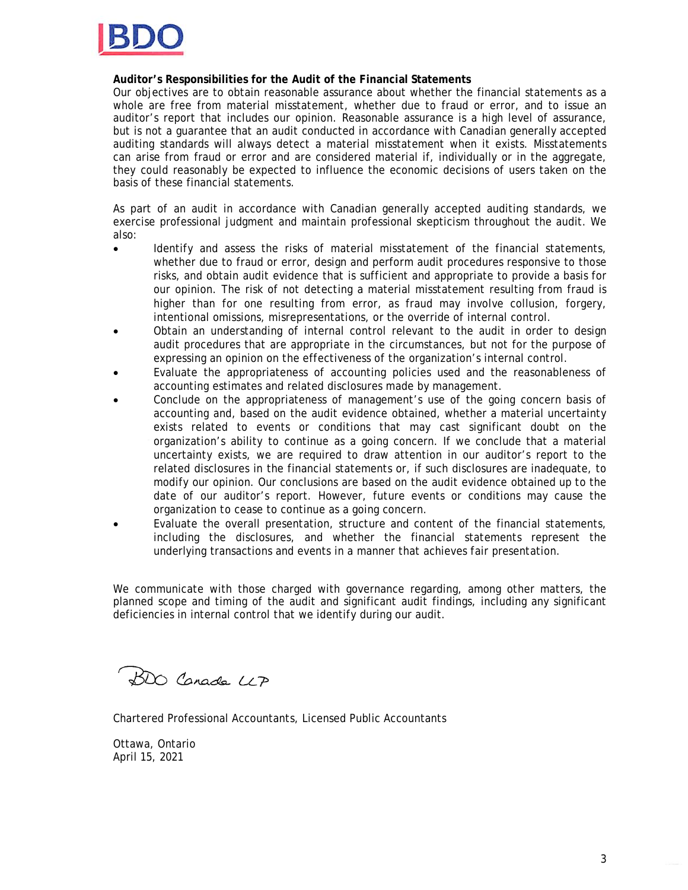**Auditor's Responsibilities for the Audit of the Financial Statements**

Our objectives are to obtain reasonable assurance about whether the financial statements as a whole are free from material misstatement, whether due to fraud or error, and to issue an auditor's report that includes our opinion. Reasonable assurance is a high level of assurance, but is not a guarantee that an audit conducted in accordance with Canadian generally accepted auditing standards will always detect a material misstatement when it exists. Misstatements can arise from fraud or error and are considered material if, individually or in the aggregate, they could reasonably be expected to influence the economic decisions of users taken on the basis of these financial statements.

As part of an audit in accordance with Canadian generally accepted auditing standards, we exercise professional judgment and maintain professional skepticism throughout the audit. We also:

- Identify and assess the risks of material misstatement of the financial statements, whether due to fraud or error, design and perform audit procedures responsive to those risks, and obtain audit evidence that is sufficient and appropriate to provide a basis for our opinion. The risk of not detecting a material misstatement resulting from fraud is higher than for one resulting from error, as fraud may involve collusion, forgery, intentional omissions, misrepresentations, or the override of internal control.
- Obtain an understanding of internal control relevant to the audit in order to design audit procedures that are appropriate in the circumstances, but not for the purpose of expressing an opinion on the effectiveness of the organization's internal control.
- Evaluate the appropriateness of accounting policies used and the reasonableness of accounting estimates and related disclosures made by management.
- Conclude on the appropriateness of management's use of the going concern basis of accounting and, based on the audit evidence obtained, whether a material uncertainty exists related to events or conditions that may cast significant doubt on the organization's ability to continue as a going concern. If we conclude that a material uncertainty exists, we are required to draw attention in our auditor's report to the related disclosures in the financial statements or, if such disclosures are inadequate, to modify our opinion. Our conclusions are based on the audit evidence obtained up to the date of our auditor's report. However, future events or conditions may cause the organization to cease to continue as a going concern.
- Evaluate the overall presentation, structure and content of the financial statements, including the disclosures, and whether the financial statements represent the underlying transactions and events in a manner that achieves fair presentation.

We communicate with those charged with governance regarding, among other matters, the planned scope and timing of the audit and significant audit findings, including any significant deficiencies in internal control that we identify during our audit.

BDO Canada LLP

Chartered Professional Accountants, Licensed Public Accountants

Ottawa, Ontario
April 15, 2021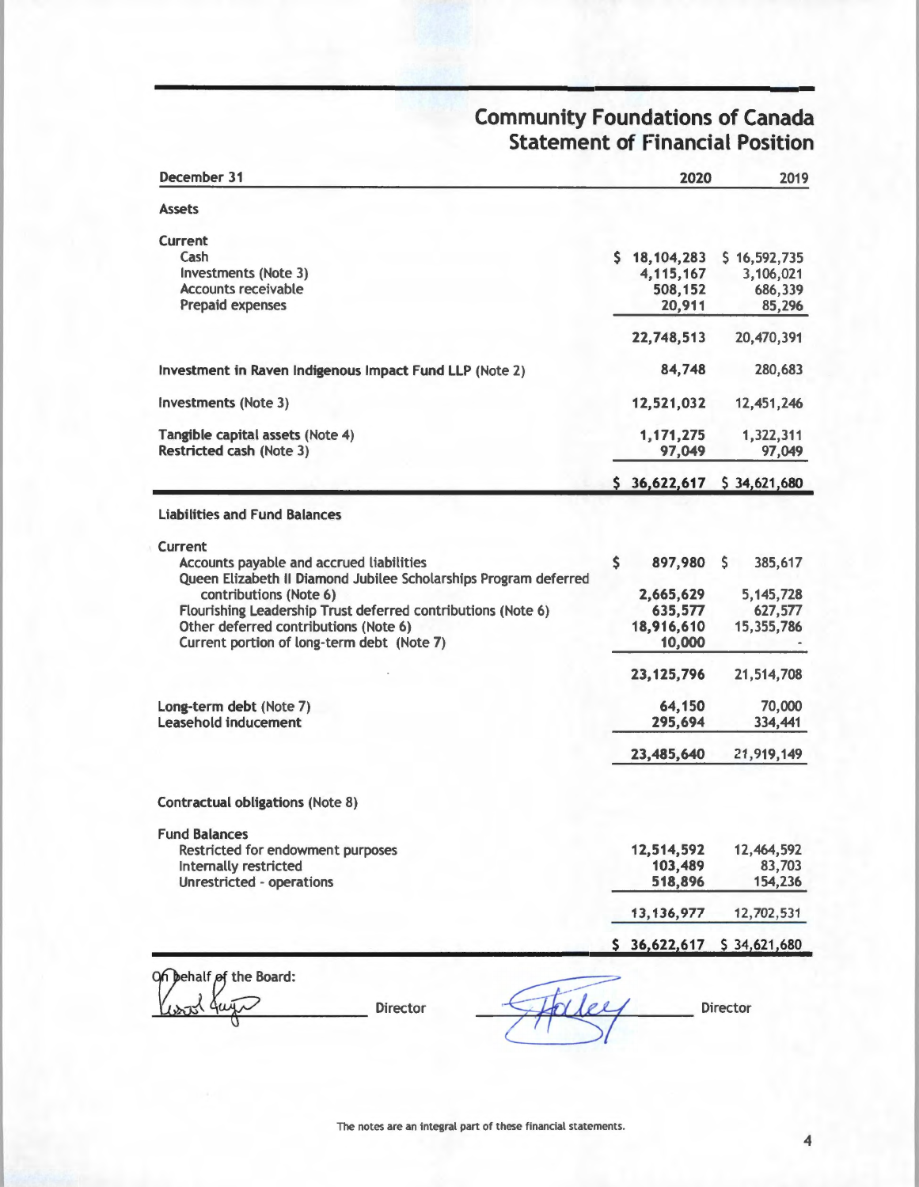# Community Foundations of Canada
## Statement of Financial Position

| December 31 | 2020 | 2019 |
|---|---|---|
| **Assets** | | |
| **Current** | | |
| Cash | $ 18,104,283 | $ 16,592,735 |
| Investments (Note 3) | 4,115,167 | 3,106,021 |
| Accounts receivable | 508,152 | 686,339 |
| Prepaid expenses | 20,911 | 85,296 |
| | 22,748,513 | 20,470,391 |
| **Investment in Raven Indigenous Impact Fund LLP** (Note 2) | 84,748 | 280,683 |
| **Investments** (Note 3) | 12,521,032 | 12,451,246 |
| **Tangible capital assets** (Note 4) | 1,171,275 | 1,322,311 |
| **Restricted cash** (Note 3) | 97,049 | 97,049 |
| | $ 36,622,617 | $ 34,621,680 |
| **Liabilities and Fund Balances** | | |
| **Current** | | |
| Accounts payable and accrued liabilities | $ 897,980 | $ 385,617 |
| Queen Elizabeth II Diamond Jubilee Scholarships Program deferred contributions (Note 6) | 2,665,629 | 5,145,728 |
| Flourishing Leadership Trust deferred contributions (Note 6) | 635,577 | 627,577 |
| Other deferred contributions (Note 6) | 18,916,610 | 15,355,786 |
| Current portion of long-term debt (Note 7) | 10,000 | - |
| | 23,125,796 | 21,514,708 |
| **Long-term debt** (Note 7) | 64,150 | 70,000 |
| **Leasehold inducement** | 295,694 | 334,441 |
| | 23,485,640 | 21,919,149 |
| **Contractual obligations** (Note 8) | | |
| **Fund Balances** | | |
| Restricted for endowment purposes | 12,514,592 | 12,464,592 |
| Internally restricted | 103,489 | 83,703 |
| Unrestricted - operations | 518,896 | 154,236 |
| | 13,136,977 | 12,702,531 |
| | $ 36,622,617 | $ 34,621,680 |

On behalf of the Board:

_______________ Director _______________ Director

The notes are an integral part of these financial statements.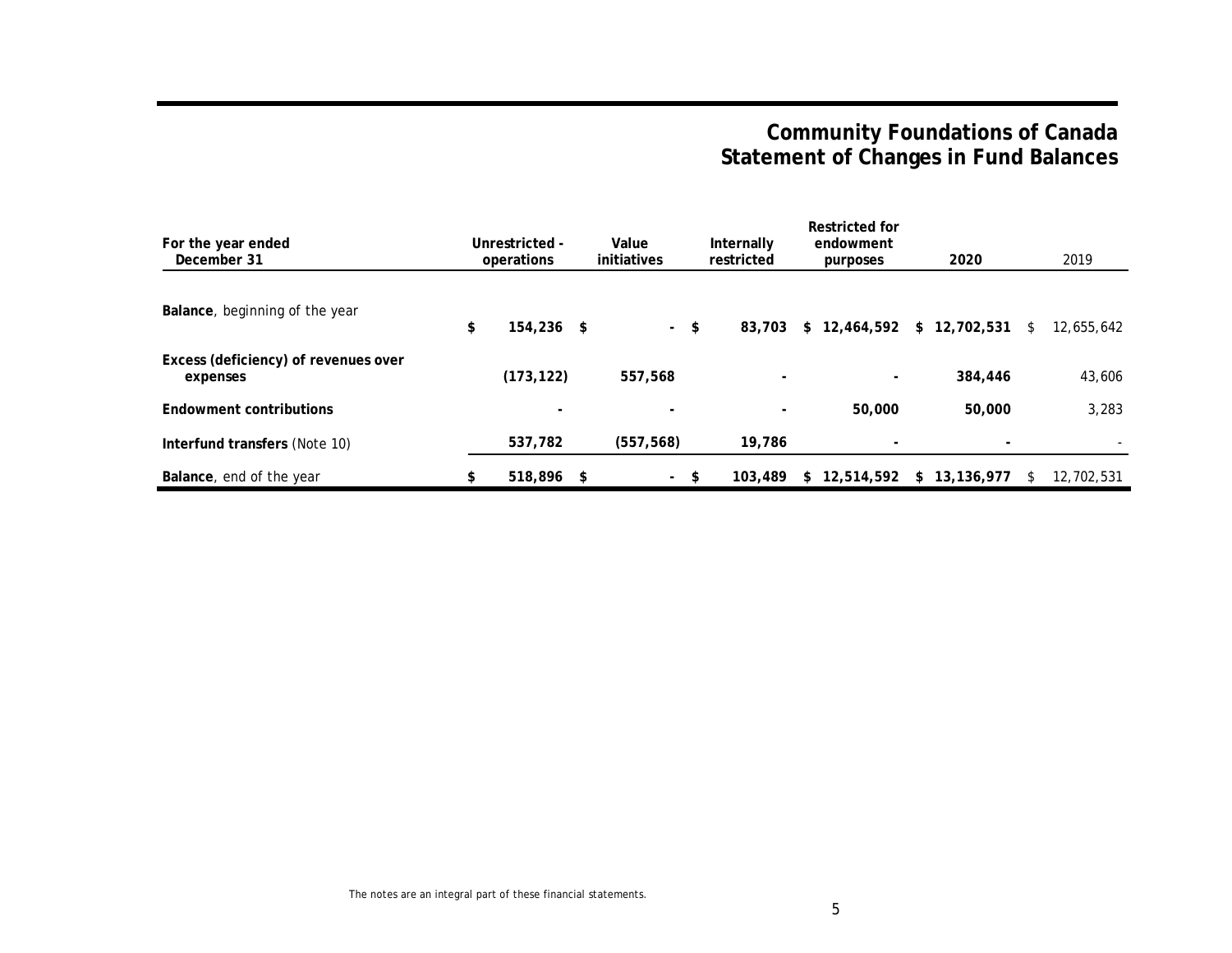# Community Foundations of Canada
## Statement of Changes in Fund Balances

| For the year ended December 31 | Unrestricted - operations | Value initiatives | Internally restricted | Restricted for endowment purposes | 2020 | 2019 |
|---|---|---|---|---|---|---|
| **Balance**, beginning of the year | $ 154,236 | $ - | $ 83,703 | $ 12,464,592 | $ 12,702,531 | $ 12,655,642 |
| **Excess (deficiency) of revenues over expenses** | (173,122) | 557,568 | - | - | 384,446 | 43,606 |
| **Endowment contributions** | - | - | - | 50,000 | 50,000 | 3,283 |
| **Interfund transfers** (Note 10) | 537,782 | (557,568) | 19,786 | - | - | - |
| **Balance**, end of the year | $ 518,896 | $ - | $ 103,489 | $ 12,514,592 | $ 13,136,977 | $ 12,702,531 |

The notes are an integral part of these financial statements.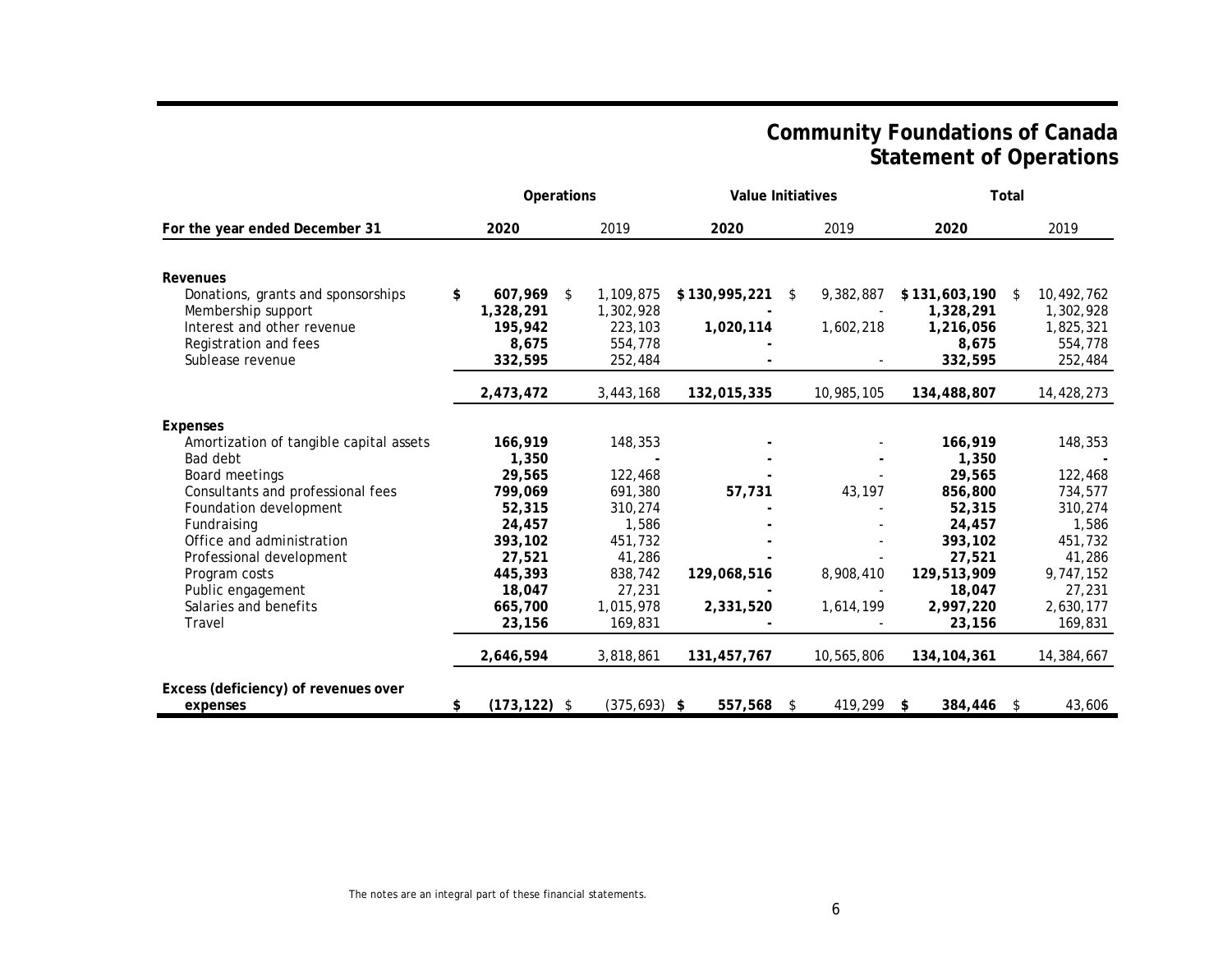# Community Foundations of Canada
## Statement of Operations

| | Operations | | Value Initiatives | | Total | |
|---|---|---|---|---|---|---|
| **For the year ended December 31** | **2020** | 2019 | **2020** | 2019 | **2020** | 2019 |
| **Revenues** | | | | | | |
| Donations, grants and sponsorships | **$ 607,969** | $ 1,109,875 | **$ 130,995,221** | $ 9,382,887 | **$ 131,603,190** | $ 10,492,762 |
| Membership support | **1,328,291** | 1,302,928 | **-** | - | **1,328,291** | 1,302,928 |
| Interest and other revenue | **195,942** | 223,103 | **1,020,114** | 1,602,218 | **1,216,056** | 1,825,321 |
| Registration and fees | **8,675** | 554,778 | **-** | | **8,675** | 554,778 |
| Sublease revenue | **332,595** | 252,484 | **-** | - | **332,595** | 252,484 |
| | **2,473,472** | 3,443,168 | **132,015,335** | 10,985,105 | **134,488,807** | 14,428,273 |
| **Expenses** | | | | | | |
| Amortization of tangible capital assets | **166,919** | 148,353 | **-** | - | **166,919** | 148,353 |
| Bad debt | **1,350** | **-** | **-** | **-** | **1,350** | **-** |
| Board meetings | **29,565** | 122,468 | **-** | - | **29,565** | 122,468 |
| Consultants and professional fees | **799,069** | 691,380 | **57,731** | 43,197 | **856,800** | 734,577 |
| Foundation development | **52,315** | 310,274 | **-** | - | **52,315** | 310,274 |
| Fundraising | **24,457** | 1,586 | **-** | - | **24,457** | 1,586 |
| Office and administration | **393,102** | 451,732 | **-** | - | **393,102** | 451,732 |
| Professional development | **27,521** | 41,286 | **-** | - | **27,521** | 41,286 |
| Program costs | **445,393** | 838,742 | **129,068,516** | 8,908,410 | **129,513,909** | 9,747,152 |
| Public engagement | **18,047** | 27,231 | **-** | - | **18,047** | 27,231 |
| Salaries and benefits | **665,700** | 1,015,978 | **2,331,520** | 1,614,199 | **2,997,220** | 2,630,177 |
| Travel | **23,156** | 169,831 | **-** | - | **23,156** | 169,831 |
| | **2,646,594** | 3,818,861 | **131,457,767** | 10,565,806 | **134,104,361** | 14,384,667 |
| **Excess (deficiency) of revenues over expenses** | **$ (173,122)** | $ (375,693) | **$ 557,568** | $ 419,299 | **$ 384,446** | $ 43,606 |

The notes are an integral part of these financial statements.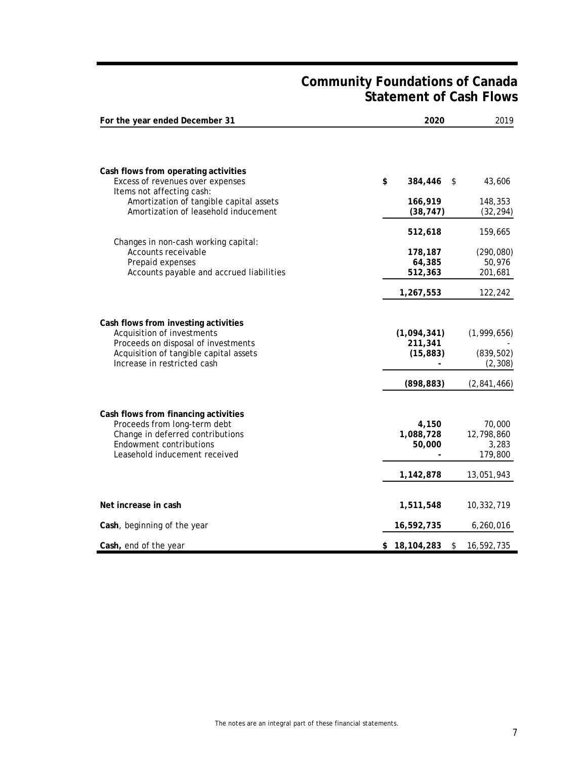# Community Foundations of Canada
## Statement of Cash Flows

| For the year ended December 31 | 2020 | 2019 |
|---|---|---|
| **Cash flows from operating activities** | | |
| Excess of revenues over expenses | $ 384,446 | $ 43,606 |
| Items not affecting cash: | | |
| Amortization of tangible capital assets | 166,919 | 148,353 |
| Amortization of leasehold inducement | (38,747) | (32,294) |
| | 512,618 | 159,665 |
| Changes in non-cash working capital: | | |
| Accounts receivable | 178,187 | (290,080) |
| Prepaid expenses | 64,385 | 50,976 |
| Accounts payable and accrued liabilities | 512,363 | 201,681 |
| | 1,267,553 | 122,242 |
| **Cash flows from investing activities** | | |
| Acquisition of investments | (1,094,341) | (1,999,656) |
| Proceeds on disposal of investments | 211,341 | - |
| Acquisition of tangible capital assets | (15,883) | (839,502) |
| Increase in restricted cash | - | (2,308) |
| | (898,883) | (2,841,466) |
| **Cash flows from financing activities** | | |
| Proceeds from long-term debt | 4,150 | 70,000 |
| Change in deferred contributions | 1,088,728 | 12,798,860 |
| Endowment contributions | 50,000 | 3,283 |
| Leasehold inducement received | - | 179,800 |
| | 1,142,878 | 13,051,943 |
| **Net increase in cash** | 1,511,548 | 10,332,719 |
| **Cash**, beginning of the year | 16,592,735 | 6,260,016 |
| **Cash,** end of the year | $ 18,104,283 | $ 16,592,735 |

The notes are an integral part of these financial statements.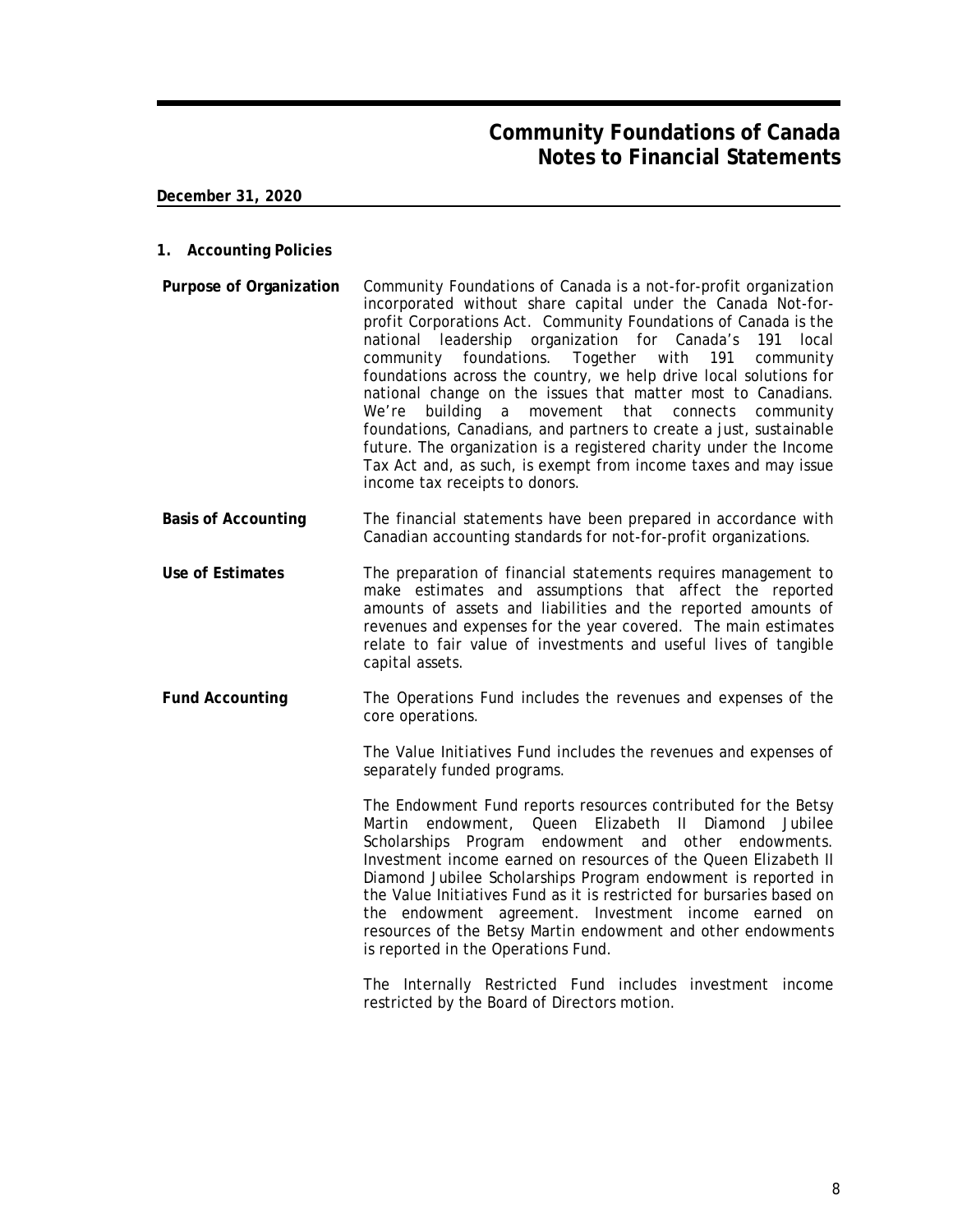# Community Foundations of Canada
## Notes to Financial Statements

**December 31, 2020**

### 1. Accounting Policies

**Purpose of Organization**

Community Foundations of Canada is a not-for-profit organization incorporated without share capital under the Canada Not-for-profit Corporations Act. Community Foundations of Canada is the national leadership organization for Canada's 191 local community foundations. Together with 191 community foundations across the country, we help drive local solutions for national change on the issues that matter most to Canadians. We're building a movement that connects community foundations, Canadians, and partners to create a just, sustainable future. The organization is a registered charity under the Income Tax Act and, as such, is exempt from income taxes and may issue income tax receipts to donors.

**Basis of Accounting**

The financial statements have been prepared in accordance with Canadian accounting standards for not-for-profit organizations.

**Use of Estimates**

The preparation of financial statements requires management to make estimates and assumptions that affect the reported amounts of assets and liabilities and the reported amounts of revenues and expenses for the year covered. The main estimates relate to fair value of investments and useful lives of tangible capital assets.

**Fund Accounting**

The Operations Fund includes the revenues and expenses of the core operations.

The Value Initiatives Fund includes the revenues and expenses of separately funded programs.

The Endowment Fund reports resources contributed for the Betsy Martin endowment, Queen Elizabeth II Diamond Jubilee Scholarships Program endowment and other endowments. Investment income earned on resources of the Queen Elizabeth II Diamond Jubilee Scholarships Program endowment is reported in the Value Initiatives Fund as it is restricted for bursaries based on the endowment agreement. Investment income earned on resources of the Betsy Martin endowment and other endowments is reported in the Operations Fund.

The Internally Restricted Fund includes investment income restricted by the Board of Directors motion.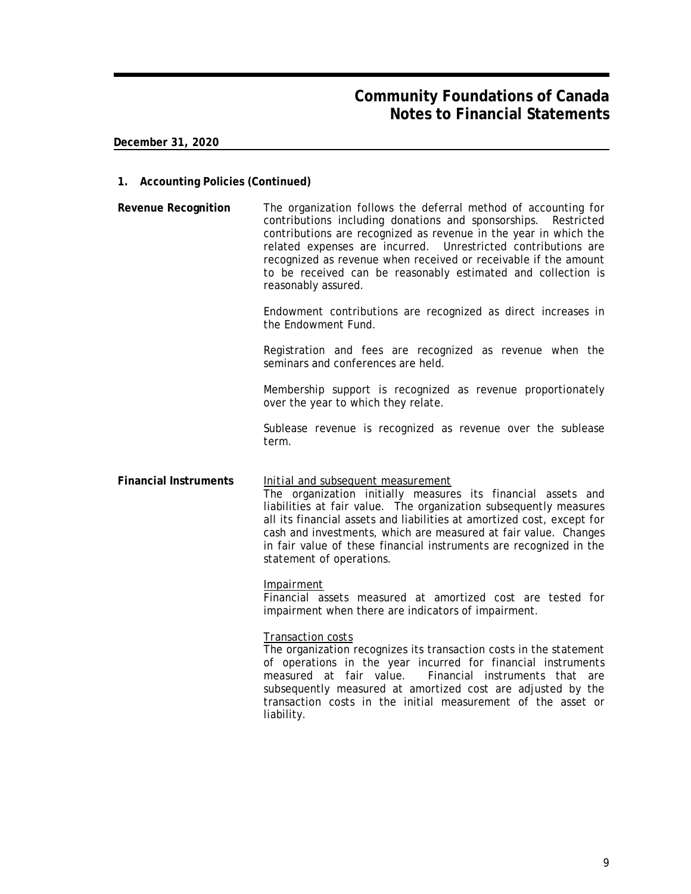**December 31, 2020**

## 1. Accounting Policies (Continued)

**Revenue Recognition**

The organization follows the deferral method of accounting for contributions including donations and sponsorships. Restricted contributions are recognized as revenue in the year in which the related expenses are incurred. Unrestricted contributions are recognized as revenue when received or receivable if the amount to be received can be reasonably estimated and collection is reasonably assured.

Endowment contributions are recognized as direct increases in the Endowment Fund.

Registration and fees are recognized as revenue when the seminars and conferences are held.

Membership support is recognized as revenue proportionately over the year to which they relate.

Sublease revenue is recognized as revenue over the sublease term.

**Financial Instruments**

Initial and subsequent measurement

The organization initially measures its financial assets and liabilities at fair value. The organization subsequently measures all its financial assets and liabilities at amortized cost, except for cash and investments, which are measured at fair value. Changes in fair value of these financial instruments are recognized in the statement of operations.

Impairment

Financial assets measured at amortized cost are tested for impairment when there are indicators of impairment.

Transaction costs

The organization recognizes its transaction costs in the statement of operations in the year incurred for financial instruments measured at fair value. Financial instruments that are subsequently measured at amortized cost are adjusted by the transaction costs in the initial measurement of the asset or liability.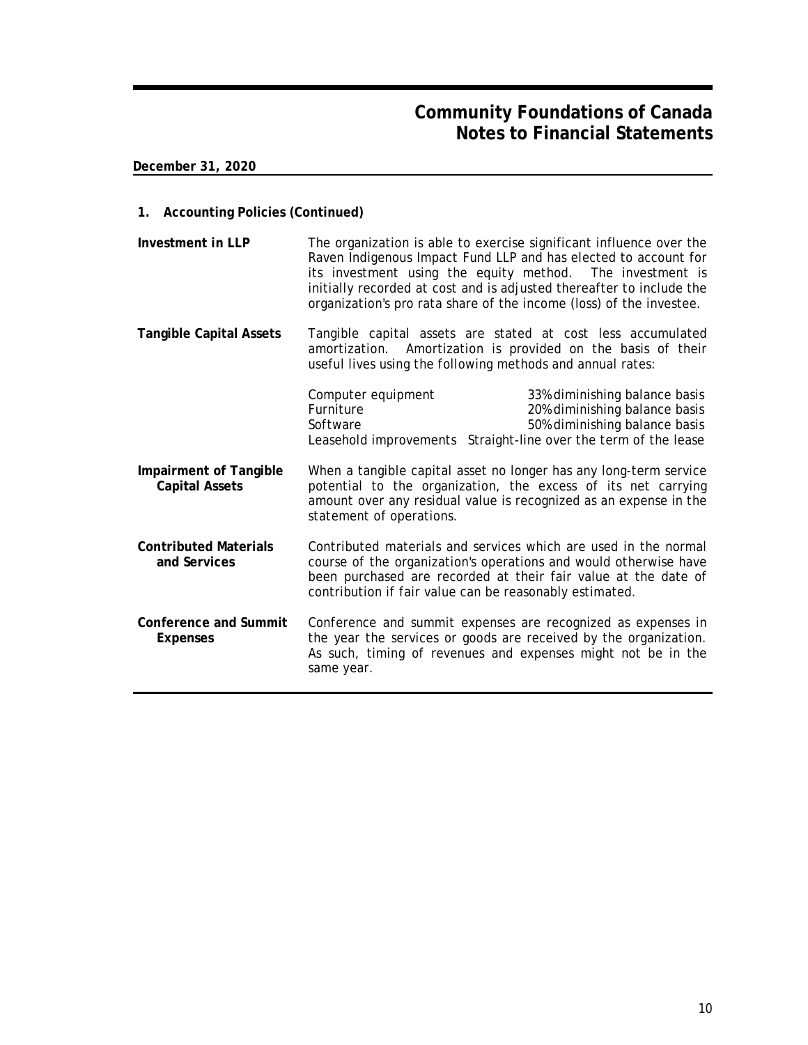# Community Foundations of Canada
## Notes to Financial Statements

**December 31, 2020**

### 1. Accounting Policies (Continued)

**Investment in LLP**

The organization is able to exercise significant influence over the Raven Indigenous Impact Fund LLP and has elected to account for its investment using the equity method. The investment is initially recorded at cost and is adjusted thereafter to include the organization's pro rata share of the income (loss) of the investee.

**Tangible Capital Assets**

Tangible capital assets are stated at cost less accumulated amortization. Amortization is provided on the basis of their useful lives using the following methods and annual rates:

| | |
|---|---|
| Computer equipment | 33% diminishing balance basis |
| Furniture | 20% diminishing balance basis |
| Software | 50% diminishing balance basis |
| Leasehold improvements | Straight-line over the term of the lease |

**Impairment of Tangible Capital Assets**

When a tangible capital asset no longer has any long-term service potential to the organization, the excess of its net carrying amount over any residual value is recognized as an expense in the statement of operations.

**Contributed Materials and Services**

Contributed materials and services which are used in the normal course of the organization's operations and would otherwise have been purchased are recorded at their fair value at the date of contribution if fair value can be reasonably estimated.

**Conference and Summit Expenses**

Conference and summit expenses are recognized as expenses in the year the services or goods are received by the organization. As such, timing of revenues and expenses might not be in the same year.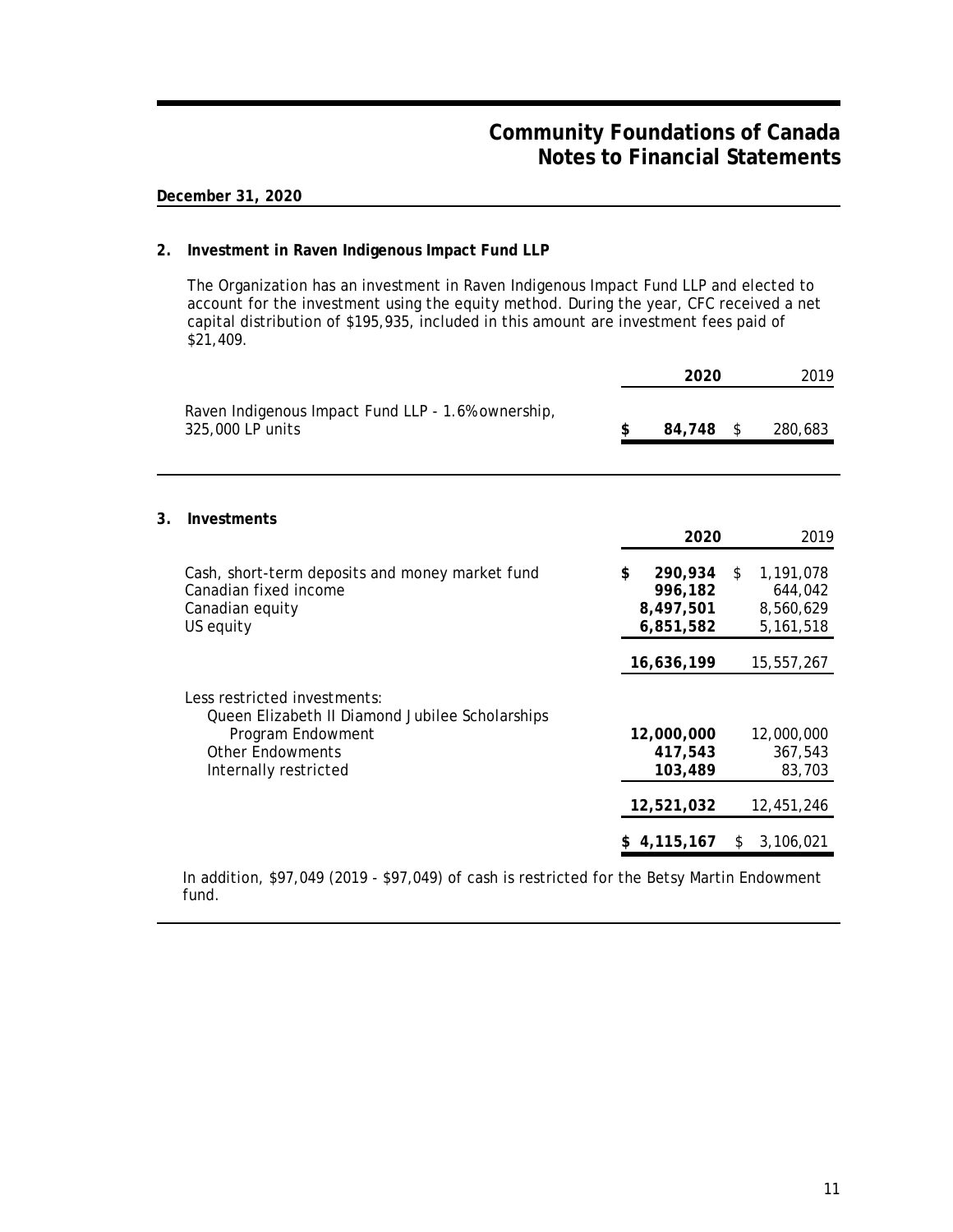# Community Foundations of Canada
# Notes to Financial Statements

**December 31, 2020**

## 2. Investment in Raven Indigenous Impact Fund LLP

The Organization has an investment in Raven Indigenous Impact Fund LLP and elected to account for the investment using the equity method. During the year, CFC received a net capital distribution of $195,935, included in this amount are investment fees paid of $21,409.

| | **2020** | 2019 |
|---|---|---|
| Raven Indigenous Impact Fund LLP - 1.6% ownership, 325,000 LP units | **$ 84,748** | $ 280,683 |

## 3. Investments

| | **2020** | 2019 |
|---|---|---|
| Cash, short-term deposits and money market fund | **$ 290,934** | $ 1,191,078 |
| Canadian fixed income | **996,182** | 644,042 |
| Canadian equity | **8,497,501** | 8,560,629 |
| US equity | **6,851,582** | 5,161,518 |
| | **16,636,199** | 15,557,267 |
| Less restricted investments: | | |
| Queen Elizabeth II Diamond Jubilee Scholarships Program Endowment | **12,000,000** | 12,000,000 |
| Other Endowments | **417,543** | 367,543 |
| Internally restricted | **103,489** | 83,703 |
| | **12,521,032** | 12,451,246 |
| | **$ 4,115,167** | $ 3,106,021 |

In addition, $97,049 (2019 - $97,049) of cash is restricted for the Betsy Martin Endowment fund.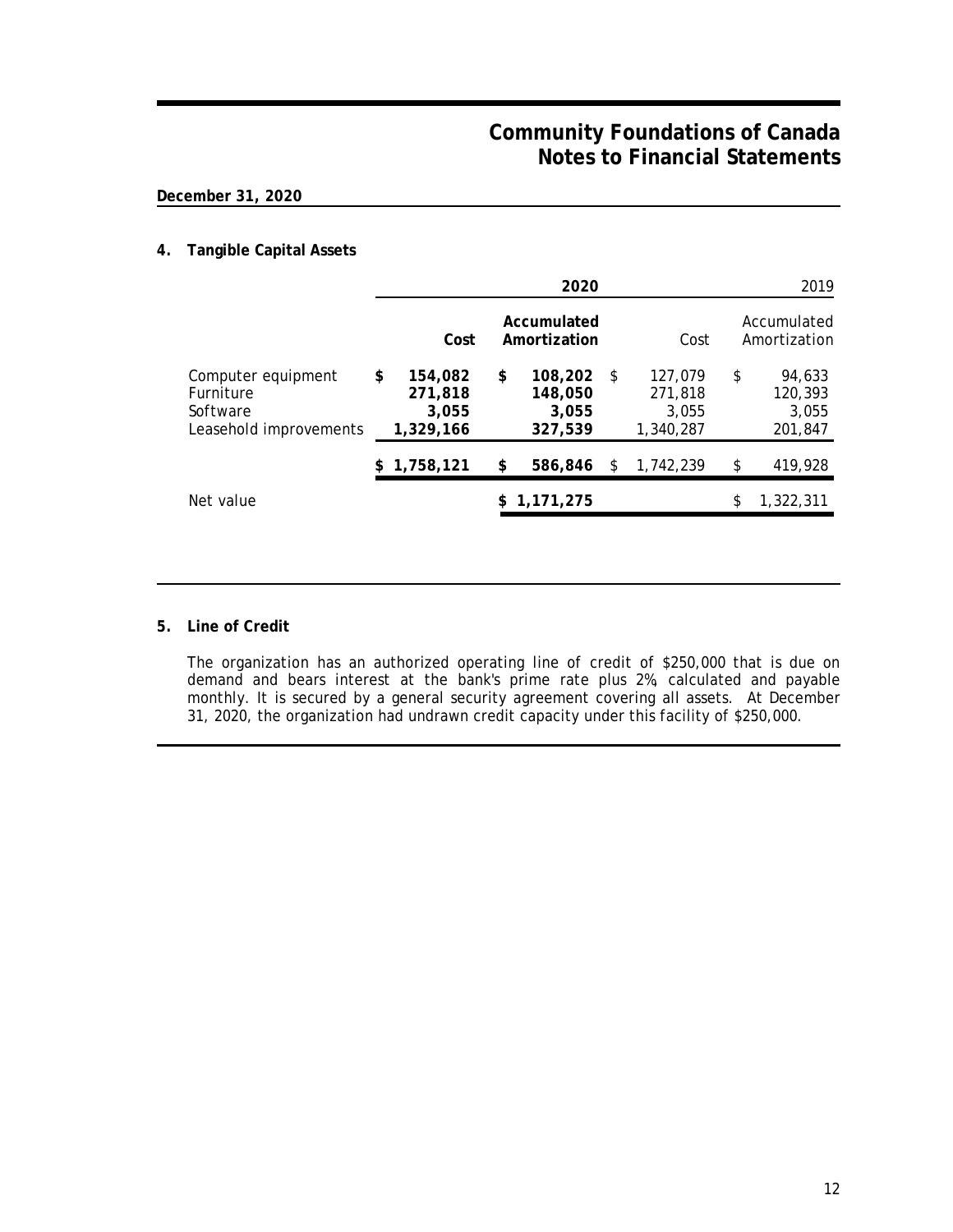# Community Foundations of Canada
## Notes to Financial Statements

**December 31, 2020**

### 4. Tangible Capital Assets

| | **2020** | | 2019 | |
|---|---|---|---|---|
| | **Cost** | **Accumulated Amortization** | Cost | Accumulated Amortization |
| Computer equipment | **$ 154,082** | **$ 108,202** | $ 127,079 | $ 94,633 |
| Furniture | **271,818** | **148,050** | 271,818 | 120,393 |
| Software | **3,055** | **3,055** | 3,055 | 3,055 |
| Leasehold improvements | **1,329,166** | **327,539** | 1,340,287 | 201,847 |
| | **$ 1,758,121** | **$ 586,846** | $ 1,742,239 | $ 419,928 |
| Net value | | **$ 1,171,275** | | $ 1,322,311 |

### 5. Line of Credit

The organization has an authorized operating line of credit of $250,000 that is due on demand and bears interest at the bank's prime rate plus 2%, calculated and payable monthly. It is secured by a general security agreement covering all assets. At December 31, 2020, the organization had undrawn credit capacity under this facility of $250,000.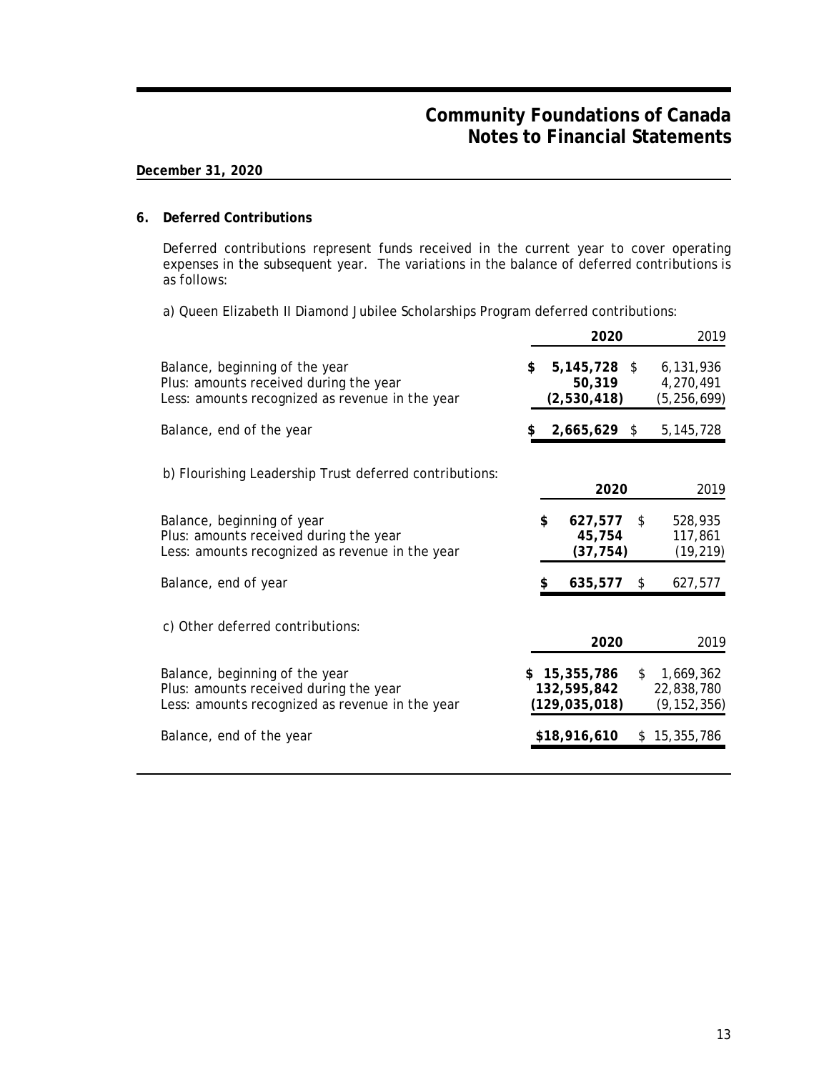**December 31, 2020**

## 6. Deferred Contributions

Deferred contributions represent funds received in the current year to cover operating expenses in the subsequent year. The variations in the balance of deferred contributions is as follows:

a) Queen Elizabeth II Diamond Jubilee Scholarships Program deferred contributions:

| | **2020** | 2019 |
|---|---|---|
| Balance, beginning of the year | **$ 5,145,728** | $ 6,131,936 |
| Plus: amounts received during the year | **50,319** | 4,270,491 |
| Less: amounts recognized as revenue in the year | **(2,530,418)** | (5,256,699) |
| Balance, end of the year | **$ 2,665,629** | $ 5,145,728 |

b) Flourishing Leadership Trust deferred contributions:

| | **2020** | 2019 |
|---|---|---|
| Balance, beginning of year | **$ 627,577** | $ 528,935 |
| Plus: amounts received during the year | **45,754** | 117,861 |
| Less: amounts recognized as revenue in the year | **(37,754)** | (19,219) |
| Balance, end of year | **$ 635,577** | $ 627,577 |

c) Other deferred contributions:

| | **2020** | 2019 |
|---|---|---|
| Balance, beginning of the year | **$ 15,355,786** | $ 1,669,362 |
| Plus: amounts received during the year | **132,595,842** | 22,838,780 |
| Less: amounts recognized as revenue in the year | **(129,035,018)** | (9,152,356) |
| Balance, end of the year | **$18,916,610** | $ 15,355,786 |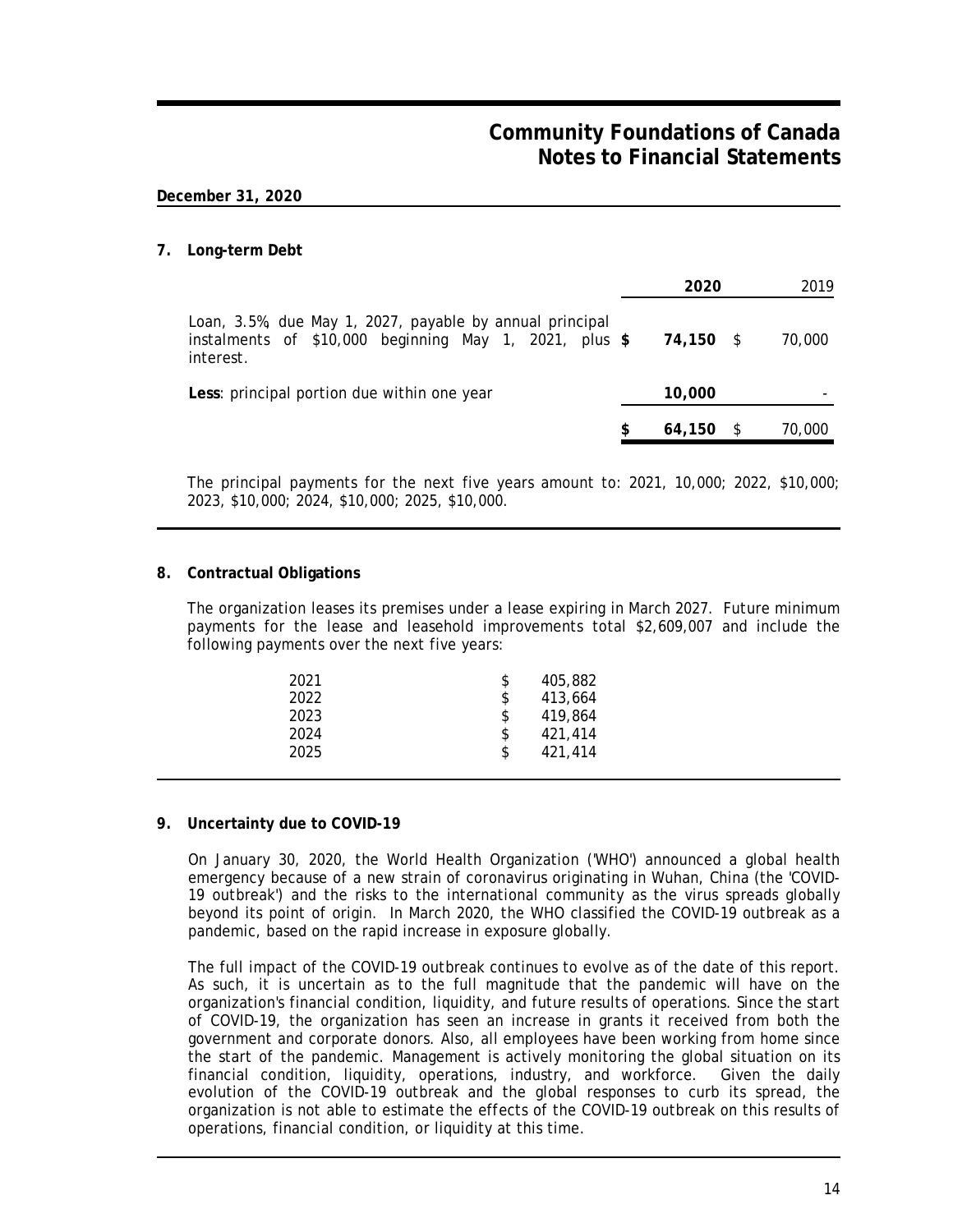# Community Foundations of Canada
## Notes to Financial Statements

**December 31, 2020**

### 7. Long-term Debt

| | 2020 | 2019 |
|---|---|---|
| Loan, 3.5%, due May 1, 2027, payable by annual principal instalments of $10,000 beginning May 1, 2021, plus interest. | **$ 74,150** | $ 70,000 |
| **Less**: principal portion due within one year | **10,000** | - |
| | **$ 64,150** | $ 70,000 |

The principal payments for the next five years amount to: 2021, 10,000; 2022, $10,000; 2023, $10,000; 2024, $10,000; 2025, $10,000.

### 8. Contractual Obligations

The organization leases its premises under a lease expiring in March 2027. Future minimum payments for the lease and leasehold improvements total $2,609,007 and include the following payments over the next five years:

| | |
|---|---|
| 2021 | $ 405,882 |
| 2022 | $ 413,664 |
| 2023 | $ 419,864 |
| 2024 | $ 421,414 |
| 2025 | $ 421,414 |

### 9. Uncertainty due to COVID-19

On January 30, 2020, the World Health Organization ('WHO') announced a global health emergency because of a new strain of coronavirus originating in Wuhan, China (the 'COVID-19 outbreak') and the risks to the international community as the virus spreads globally beyond its point of origin. In March 2020, the WHO classified the COVID-19 outbreak as a pandemic, based on the rapid increase in exposure globally.

The full impact of the COVID-19 outbreak continues to evolve as of the date of this report. As such, it is uncertain as to the full magnitude that the pandemic will have on the organization's financial condition, liquidity, and future results of operations. Since the start of COVID-19, the organization has seen an increase in grants it received from both the government and corporate donors. Also, all employees have been working from home since the start of the pandemic. Management is actively monitoring the global situation on its financial condition, liquidity, operations, industry, and workforce. Given the daily evolution of the COVID-19 outbreak and the global responses to curb its spread, the organization is not able to estimate the effects of the COVID-19 outbreak on this results of operations, financial condition, or liquidity at this time.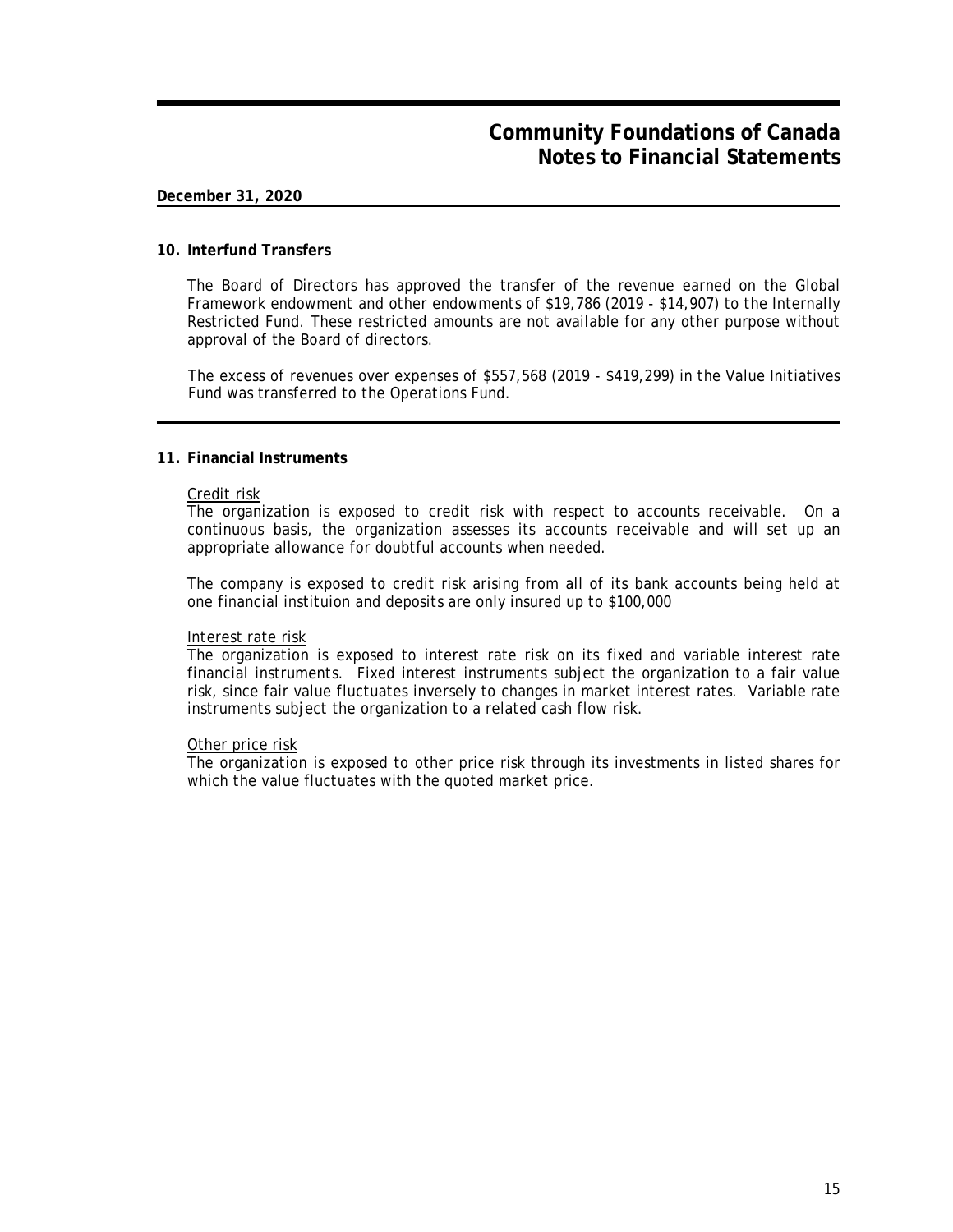# Community Foundations of Canada
## Notes to Financial Statements

**December 31, 2020**

### 10. Interfund Transfers

The Board of Directors has approved the transfer of the revenue earned on the Global Framework endowment and other endowments of $19,786 (2019 - $14,907) to the Internally Restricted Fund. These restricted amounts are not available for any other purpose without approval of the Board of directors.

The excess of revenues over expenses of $557,568 (2019 - $419,299) in the Value Initiatives Fund was transferred to the Operations Fund.

### 11. Financial Instruments

Credit risk

The organization is exposed to credit risk with respect to accounts receivable. On a continuous basis, the organization assesses its accounts receivable and will set up an appropriate allowance for doubtful accounts when needed.

The company is exposed to credit risk arising from all of its bank accounts being held at one financial instituion and deposits are only insured up to $100,000

Interest rate risk

The organization is exposed to interest rate risk on its fixed and variable interest rate financial instruments. Fixed interest instruments subject the organization to a fair value risk, since fair value fluctuates inversely to changes in market interest rates. Variable rate instruments subject the organization to a related cash flow risk.

Other price risk

The organization is exposed to other price risk through its investments in listed shares for which the value fluctuates with the quoted market price.